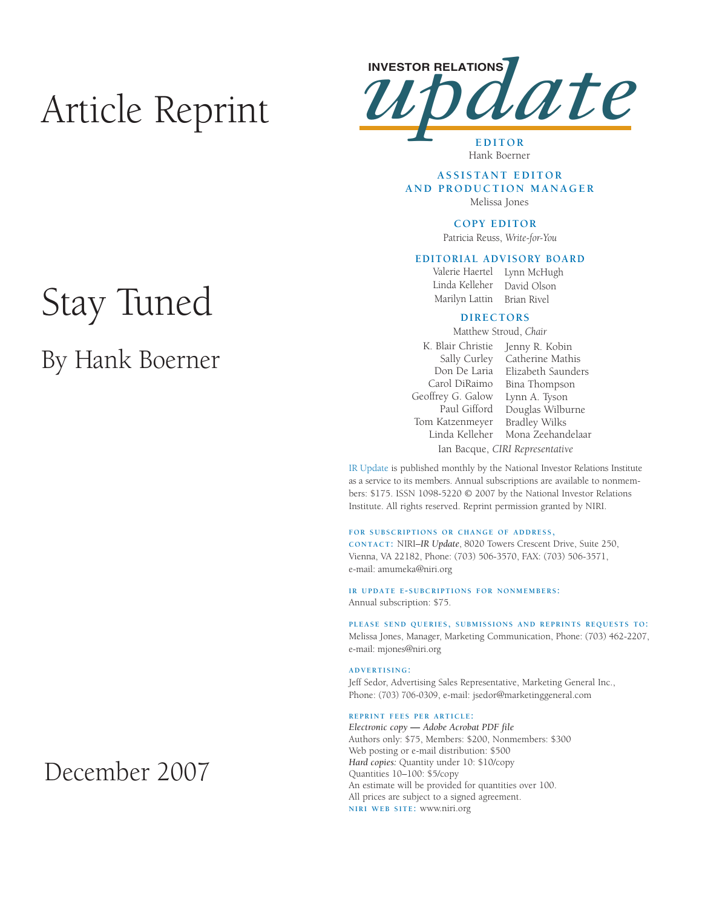# Article Reprint

# Stay Tuned

## By Hank Boerner

December 2007

INVESTOR RELATIONS
# update

**EDITOR**
Hank Boerner

**ASSISTANT EDITOR AND PRODUCTION MANAGER**
Melissa Jones

**COPY EDITOR**
Patricia Reuss, *Write-for-You*

**EDITORIAL ADVISORY BOARD**
Valerie Haertel
Linda Kelleher
Marilyn Lattin
Lynn McHugh
David Olson
Brian Rivel

**DIRECTORS**
Matthew Stroud, *Chair*
K. Blair Christie
Sally Curley
Don De Laria
Carol DiRaimo
Geoffrey G. Galow
Paul Gifford
Tom Katzenmeyer
Linda Kelleher
Jenny R. Kobin
Catherine Mathis
Elizabeth Saunders
Bina Thompson
Lynn A. Tyson
Douglas Wilburne
Bradley Wilks
Mona Zeehandelaar
Ian Bacque, *CIRI Representative*

IR Update is published monthly by the National Investor Relations Institute as a service to its members. Annual subscriptions are available to nonmembers: $175. ISSN 1098-5220 © 2007 by the National Investor Relations Institute. All rights reserved. Reprint permission granted by NIRI.

**FOR SUBSCRIPTIONS OR CHANGE OF ADDRESS, CONTACT:** NIRI–*IR Update*, 8020 Towers Crescent Drive, Suite 250, Vienna, VA 22182, Phone: (703) 506-3570, FAX: (703) 506-3571, e-mail: amumeka@niri.org

**IR UPDATE E-SUBCRIPTIONS FOR NONMEMBERS:**
Annual subscription: $75.

**PLEASE SEND QUERIES, SUBMISSIONS AND REPRINTS REQUESTS TO:**
Melissa Jones, Manager, Marketing Communication, Phone: (703) 462-2207, e-mail: mjones@niri.org

**ADVERTISING:**
Jeff Sedor, Advertising Sales Representative, Marketing General Inc., Phone: (703) 706-0309, e-mail: jsedor@marketinggeneral.com

**REPRINT FEES PER ARTICLE:**
*Electronic copy — Adobe Acrobat PDF file*
Authors only: $75, Members: $200, Nonmembers: $300
Web posting or e-mail distribution: $500
*Hard copies:* Quantity under 10: $10/copy
Quantities 10–100: $5/copy
An estimate will be provided for quantities over 100.
All prices are subject to a signed agreement.
**NIRI WEB SITE:** www.niri.org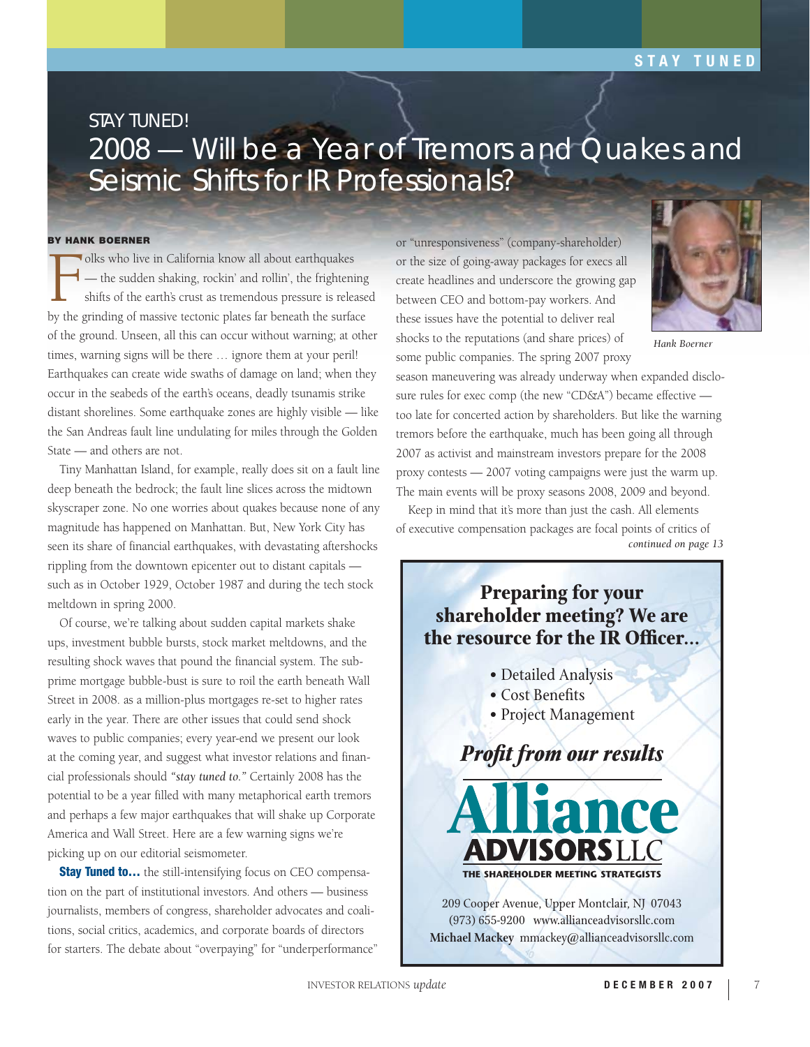STAY TUNED!

# 2008 — Will be a Year of Tremors and Quakes and Seismic Shifts for IR Professionals?

**BY HANK BOERNER**

Folks who live in California know all about earthquakes — the sudden shaking, rockin' and rollin', the frightening shifts of the earth's crust as tremendous pressure is released by the grinding of massive tectonic plates far beneath the surface of the ground. Unseen, all this can occur without warning; at other times, warning signs will be there … ignore them at your peril! Earthquakes can create wide swaths of damage on land; when they occur in the seabeds of the earth's oceans, deadly tsunamis strike distant shorelines. Some earthquake zones are highly visible — like the San Andreas fault line undulating for miles through the Golden State — and others are not.

Tiny Manhattan Island, for example, really does sit on a fault line deep beneath the bedrock; the fault line slices across the midtown skyscraper zone. No one worries about quakes because none of any magnitude has happened on Manhattan. But, New York City has seen its share of financial earthquakes, with devastating aftershocks rippling from the downtown epicenter out to distant capitals — such as in October 1929, October 1987 and during the tech stock meltdown in spring 2000.

Of course, we're talking about sudden capital markets shake ups, investment bubble bursts, stock market meltdowns, and the resulting shock waves that pound the financial system. The sub-prime mortgage bubble-bust is sure to roil the earth beneath Wall Street in 2008. as a million-plus mortgages re-set to higher rates early in the year. There are other issues that could send shock waves to public companies; every year-end we present our look at the coming year, and suggest what investor relations and financial professionals should *"stay tuned to."* Certainly 2008 has the potential to be a year filled with many metaphorical earth tremors and perhaps a few major earthquakes that will shake up Corporate America and Wall Street. Here are a few warning signs we're picking up on our editorial seismometer.

**Stay Tuned to…** the still-intensifying focus on CEO compensation on the part of institutional investors. And others — business journalists, members of congress, shareholder advocates and coalitions, social critics, academics, and corporate boards of directors for starters. The debate about "overpaying" for "underperformance" or "unresponsiveness" (company-shareholder) or the size of going-away packages for execs all create headlines and underscore the growing gap between CEO and bottom-pay workers. And these issues have the potential to deliver real shocks to the reputations (and share prices) of some public companies. The spring 2007 proxy season maneuvering was already underway when expanded disclosure rules for exec comp (the new "CD&A") became effective — too late for concerted action by shareholders. But like the warning tremors before the earthquake, much has been going all through 2007 as activist and mainstream investors prepare for the 2008 proxy contests — 2007 voting campaigns were just the warm up. The main events will be proxy seasons 2008, 2009 and beyond.

*Hank Boerner*

Keep in mind that it's more than just the cash. All elements of executive compensation packages are focal points of critics of

*continued on page 13*

---

**Preparing for your shareholder meeting? We are the resource for the IR Officer...**

- Detailed Analysis
- Cost Benefits
- Project Management

***Profit from our results***

**Alliance ADVISORS LLC**
**THE SHAREHOLDER MEETING STRATEGISTS**

209 Cooper Avenue, Upper Montclair, NJ 07043
(973) 655-9200 www.allianceadvisorsllc.com
**Michael Mackey** mmackey@allianceadvisorsllc.com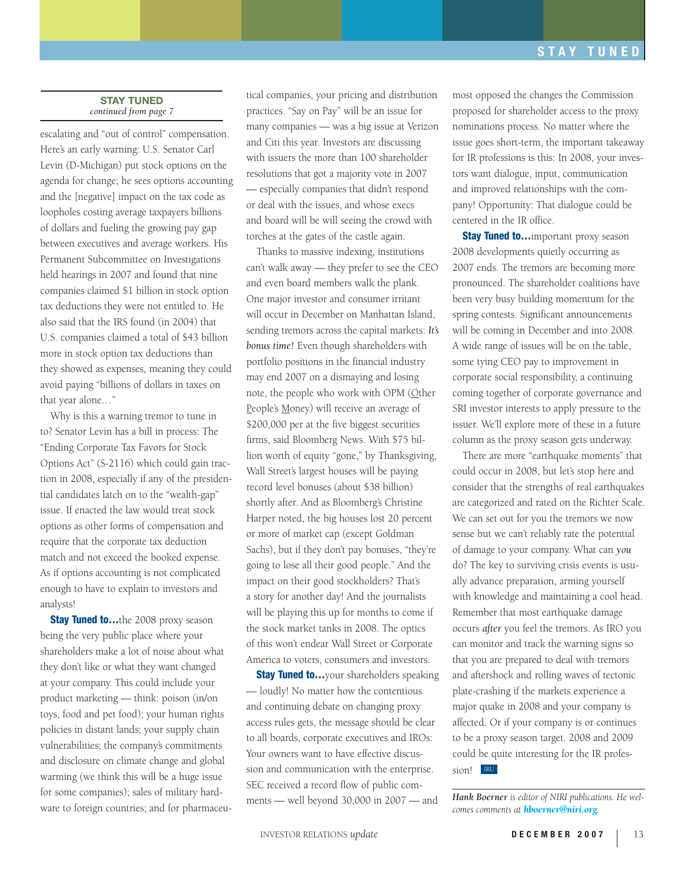**STAY TUNED**
*continued from page 7*

escalating and "out of control" compensation. Here's an early warning: U.S. Senator Carl Levin (D-Michigan) put stock options on the agenda for change; he sees options accounting and the [negative] impact on the tax code as loopholes costing average taxpayers billions of dollars and fueling the growing pay gap between executives and average workers. His Permanent Subcommittee on Investigations held hearings in 2007 and found that nine companies claimed $1 billion in stock option tax deductions they were not entitled to. He also said that the IRS found (in 2004) that U.S. companies claimed a total of $43 billion more in stock option tax deductions than they showed as expenses, meaning they could avoid paying "billions of dollars in taxes on that year alone…"

Why is this a warning tremor to tune in to? Senator Levin has a bill in process: The "Ending Corporate Tax Favors for Stock Options Act" (S-2116) which could gain traction in 2008, especially if any of the presidential candidates latch on to the "wealth-gap" issue. If enacted the law would treat stock options as other forms of compensation and require that the corporate tax deduction match and not exceed the booked expense. As if options accounting is not complicated enough to have to explain to investors and analysts!

**Stay Tuned to…**the 2008 proxy season being the very public place where your shareholders make a lot of noise about what they don't like or what they want changed at your company. This could include your product marketing — think: poison (in/on toys, food and pet food); your human rights policies in distant lands; your supply chain vulnerabilities; the company's commitments and disclosure on climate change and global warming (we think this will be a huge issue for some companies); sales of military hardware to foreign countries; and for pharmaceutical companies, your pricing and distribution practices. "Say on Pay" will be an issue for many companies — was a big issue at Verizon and Citi this year. Investors are discussing with issuers the more than 100 shareholder resolutions that got a majority vote in 2007 — especially companies that didn't respond or deal with the issues, and whose execs and board will be will seeing the crowd with torches at the gates of the castle again.

Thanks to massive indexing, institutions can't walk away — they prefer to see the CEO and even board members walk the plank. One major investor and consumer irritant will occur in December on Manhattan Island, sending tremors across the capital markets: ***It's bonus time!*** Even though shareholders with portfolio positions in the financial industry may end 2007 on a dismaying and losing note, the people who work with OPM (Other People's Money) will receive an average of $200,000 per at the five biggest securities firms, said Bloomberg News. With $75 billion worth of equity "gone," by Thanksgiving, Wall Street's largest houses will be paying record level bonuses (about $38 billion) shortly after. And as Bloomberg's Christine Harper noted, the big houses lost 20 percent or more of market cap (except Goldman Sachs), but if they don't pay bonuses, "they're going to lose all their good people." And the impact on their good stockholders? That's a story for another day! And the journalists will be playing this up for months to come if the stock market tanks in 2008. The optics of this won't endear Wall Street or Corporate America to voters, consumers and investors.

**Stay Tuned to…**your shareholders speaking — loudly! No matter how the contentious and continuing debate on changing proxy access rules gets, the message should be clear to all boards, corporate executives and IROs: Your owners want to have effective discussion and communication with the enterprise. SEC received a record flow of public comments — well beyond 30,000 in 2007 — and most opposed the changes the Commission proposed for shareholder access to the proxy nominations process. No matter where the issue goes short-term, the important takeaway for IR professions is this: In 2008, your investors want dialogue, input, communication and improved relationships with the company! Opportunity: That dialogue could be centered in the IR office.

**Stay Tuned to…**important proxy season 2008 developments quietly occurring as 2007 ends. The tremors are becoming more pronounced. The shareholder coalitions have been very busy building momentum for the spring contests. Significant announcements will be coming in December and into 2008. A wide range of issues will be on the table, some tying CEO pay to improvement in corporate social responsibility, a continuing coming together of corporate governance and SRI investor interests to apply pressure to the issuer. We'll explore more of these in a future column as the proxy season gets underway.

There are more "earthquake moments" that could occur in 2008, but let's stop here and consider that the strengths of real earthquakes are categorized and rated on the Richter Scale. We can set out for you the tremors we now sense but we can't reliably rate the potential of damage to your company. What can *you* do? The key to surviving crisis events is usually advance preparation, arming yourself with knowledge and maintaining a cool head. Remember that most earthquake damage occurs ***after*** you feel the tremors. As IRO you can monitor and track the warning signs so that you are prepared to deal with tremors and aftershock and rolling waves of tectonic plate-crashing if the markets experience a major quake in 2008 and your company is affected. Or if your company is or continues to be a proxy season target. 2008 and 2009 could be quite interesting for the IR profession! IRU

***Hank Boerner*** *is editor of NIRI publications. He welcomes comments at* ***hboerner@niri.org****.*